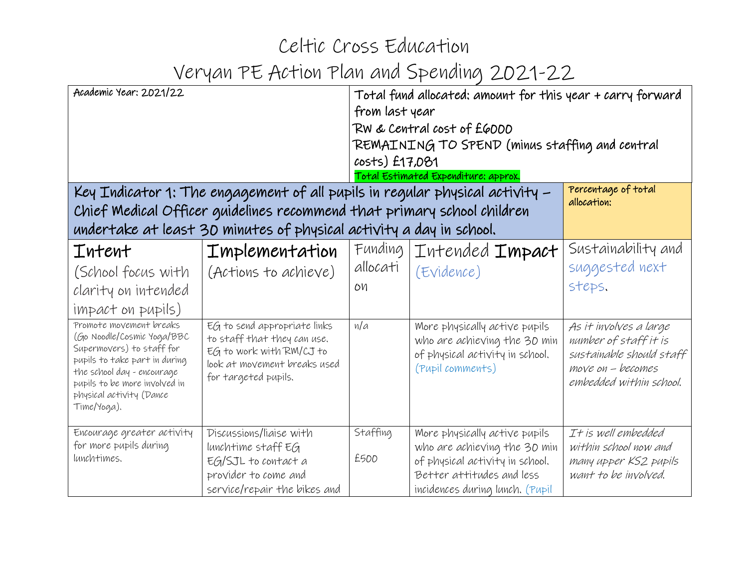# Celtic Cross Education

# Veryan PE Action Plan and Spending 2021-22

| Academic Year: 2021/22 | | | Total fund allocated: amount for this year + carry forward from last year<br>RW & Central cost of £6000<br>REMAINING TO SPEND (minus staffing and central costs) £17,081<br>Total Estimated Expenditure: approx. | |
|---|---|---|---|---|
| **Key Indicator 1: The engagement of all pupils in regular physical activity – Chief Medical Officer guidelines recommend that primary school children undertake at least 30 minutes of physical activity a day in school.** | | | | Percentage of total allocation: |
| **Intent**<br>(School focus with clarity on intended impact on pupils) | **Implementation**<br>(Actions to achieve) | Funding allocation | Intended **Impact**<br>(Evidence) | Sustainability and suggested next steps. |
| Promote movement breaks (Go Noodle/Cosmic Yoga/BBC Supermovers) to staff for pupils to take part in during the school day - encourage pupils to be more involved in physical activity (Dance Time/Yoga). | EG to send appropriate links to staff that they can use. EG to work with RM/CJ to look at movement breaks used for targeted pupils. | n/a | More physically active pupils who are achieving the 30 min of physical activity in school. (Pupil comments) | *As it involves a large number of staff it is sustainable should staff move on – becomes embedded within school.* |
| Encourage greater activity for more pupils during lunchtimes. | Discussions/liaise with lunchtime staff EG<br>EG/SJL to contact a provider to come and service/repair the bikes and | Staffing<br><br>£500 | More physically active pupils who are achieving the 30 min of physical activity in school. Better attitudes and less incidences during lunch. (Pupil | *It is well embedded within school now and many upper KS2 pupils want to be involved.* |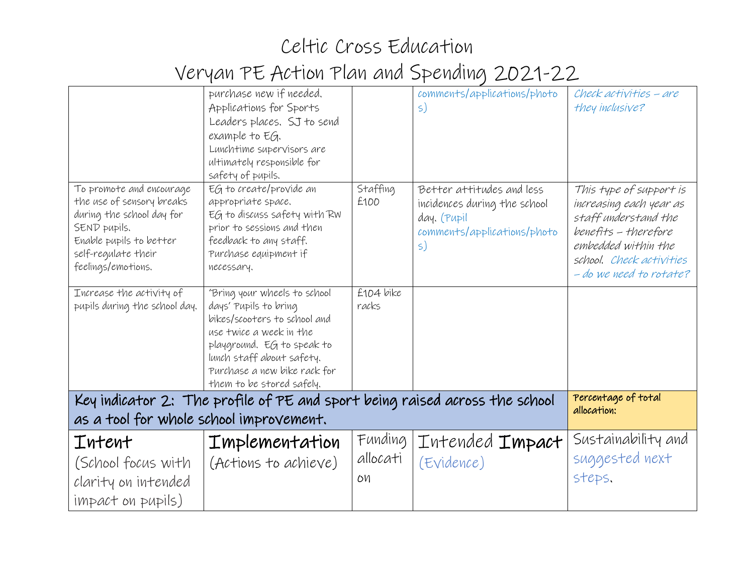# Celtic Cross Education

## Veryan PE Action Plan and Spending 2021-22

| | | | | |
|---|---|---|---|---|
| | purchase new if needed. Applications for Sports Leaders places. SJ to send example to EG. Lunchtime supervisors are ultimately responsible for safety of pupils. | | comments/applications/photos) | *Check activities – are they inclusive?* |
| To promote and encourage the use of sensory breaks during the school day for SEND pupils. Enable pupils to better self-regulate their feelings/emotions. | EG to create/provide an appropriate space. EG to discuss safety with RW prior to sessions and then feedback to any staff. Purchase equipment if necessary. | Staffing £100 | Better attitudes and less incidences during the school day. (Pupil comments/applications/photos) | *This type of support is increasing each year as staff understand the benefits – therefore embedded within the school. Check activities – do we need to rotate?* |
| Increase the activity of pupils during the school day. | 'Bring your wheels to school days' Pupils to bring bikes/scooters to school and use twice a week in the playground. EG to speak to lunch staff about safety. Purchase a new bike rack for them to be stored safely. | £104 bike racks | | |
| **Key indicator 2: The profile of PE and sport being raised across the school as a tool for whole school improvement.** | | | | **Percentage of total allocation:** |
| **Intent** (School focus with clarity on intended impact on pupils) | **Implementation** (Actions to achieve) | Funding allocation | Intended **Impact** (Evidence) | Sustainability and suggested next steps. |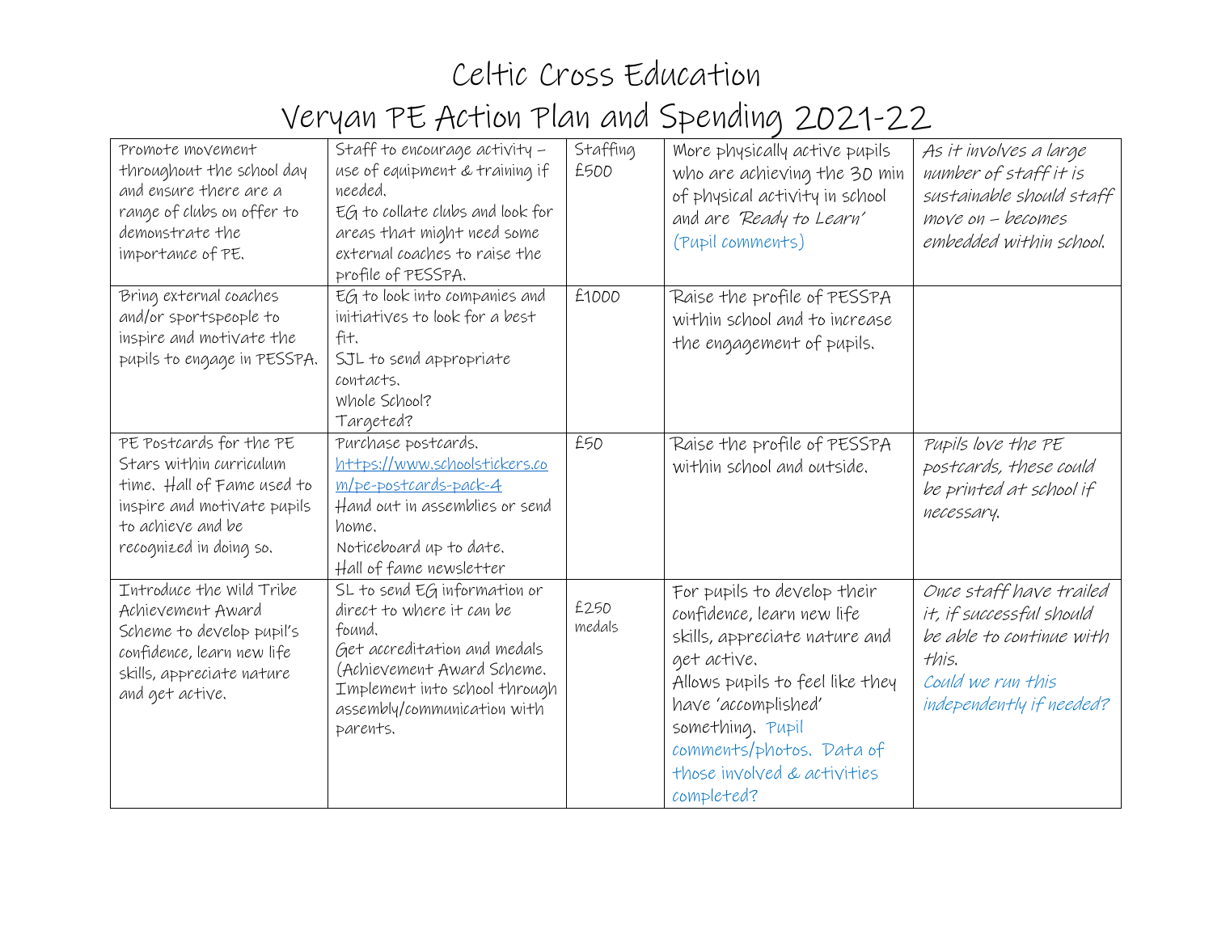# Celtic Cross Education

# Veryan PE Action Plan and Spending 2021-22

| | | | | |
|---|---|---|---|---|
| Promote movement throughout the school day and ensure there are a range of clubs on offer to demonstrate the importance of PE. | Staff to encourage activity – use of equipment & training if needed.<br>EG to collate clubs and look for areas that might need some external coaches to raise the profile of PESSPA. | Staffing £500 | More physically active pupils who are achieving the 30 min of physical activity in school and are 'Ready to Learn'<br>(Pupil comments) | *As it involves a large number of staff it is sustainable should staff move on – becomes embedded within school.* |
| Bring external coaches and/or sportspeople to inspire and motivate the pupils to engage in PESSPA. | EG to look into companies and initiatives to look for a best fit.<br>SJL to send appropriate contacts.<br>Whole School?<br>Targeted? | £1000 | Raise the profile of PESSPA within school and to increase the engagement of pupils. | |
| PE Postcards for the PE Stars within curriculum time. Hall of Fame used to inspire and motivate pupils to achieve and be recognized in doing so. | Purchase postcards.<br>https://www.schoolstickers.com/pe-postcards-pack-4<br>Hand out in assemblies or send home.<br>Noticeboard up to date.<br>Hall of fame newsletter | £50 | Raise the profile of PESSPA within school and outside. | *Pupils love the PE postcards, these could be printed at school if necessary.* |
| Introduce the Wild Tribe Achievement Award Scheme to develop pupil's confidence, learn new life skills, appreciate nature and get active. | SL to send EG information or direct to where it can be found.<br>Get accreditation and medals (Achievement Award Scheme.<br>Implement into school through assembly/communication with parents. | £250 medals | For pupils to develop their confidence, learn new life skills, appreciate nature and get active.<br>Allows pupils to feel like they have 'accomplished' something. Pupil comments/photos. Data of those involved & activities completed? | *Once staff have trailed it, if successful should be able to continue with this.*<br>*Could we run this independently if needed?* |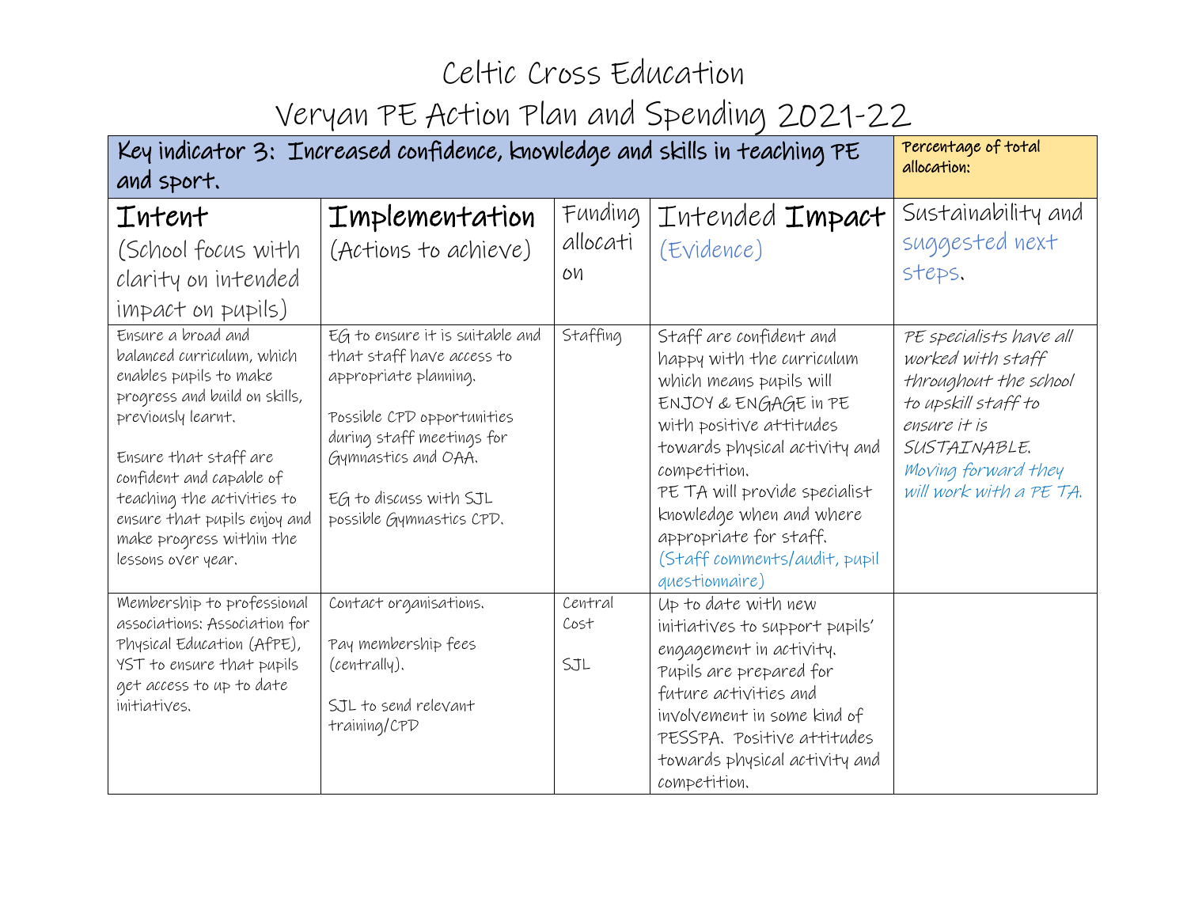# Celtic Cross Education

## Veryan PE Action Plan and Spending 2021-22

| **Key indicator 3: Increased confidence, knowledge and skills in teaching PE and sport.** | | | | **Percentage of total allocation:** |
|---|---|---|---|---|
| **Intent** (School focus with clarity on intended impact on pupils) | **Implementation** (Actions to achieve) | Funding allocation | Intended **Impact** (Evidence) | Sustainability and suggested next steps. |
| Ensure a broad and balanced curriculum, which enables pupils to make progress and build on skills, previously learnt.<br><br>Ensure that staff are confident and capable of teaching the activities to ensure that pupils enjoy and make progress within the lessons over year. | EG to ensure it is suitable and that staff have access to appropriate planning.<br><br>Possible CPD opportunities during staff meetings for Gymnastics and OAA.<br><br>EG to discuss with SJL possible Gymnastics CPD. | Staffing | Staff are confident and happy with the curriculum which means pupils will ENJOY & ENGAGE in PE with positive attitudes towards physical activity and competition.<br>PE TA will provide specialist knowledge when and where appropriate for staff.<br>(Staff comments/audit, pupil questionnaire) | *PE specialists have all worked with staff throughout the school to upskill staff to ensure it is SUSTAINABLE.*<br>*Moving forward they will work with a PE TA.* |
| Membership to professional associations: Association for Physical Education (AfPE), YST to ensure that pupils get access to up to date initiatives. | Contact organisations.<br><br>Pay membership fees (centrally).<br><br>SJL to send relevant training/CPD | Central Cost<br><br>SJL | Up to date with new initiatives to support pupils' engagement in activity.<br>Pupils are prepared for future activities and involvement in some kind of PESSPA. Positive attitudes towards physical activity and competition. | |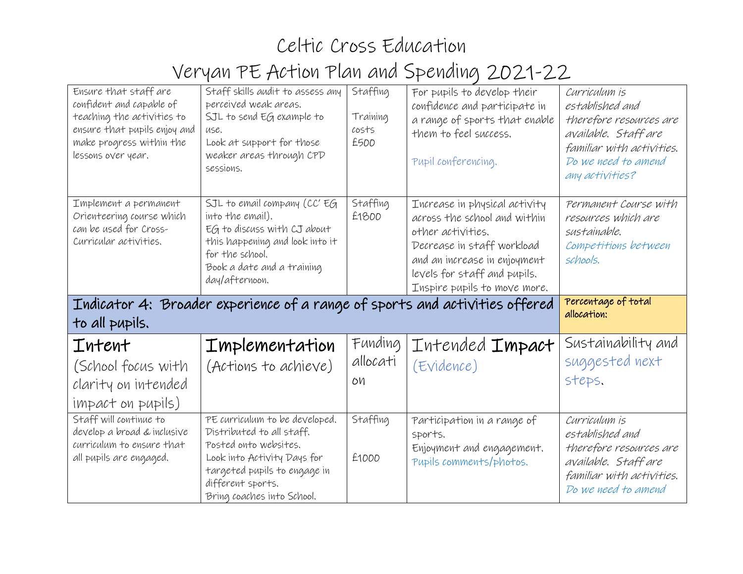# Celtic Cross Education

## Veryan PE Action Plan and Spending 2021-22

| | | | | |
|---|---|---|---|---|
| Ensure that staff are confident and capable of teaching the activities to ensure that pupils enjoy and make progress within the lessons over year. | Staff skills audit to assess any perceived weak areas. SJL to send EG example to use. Look at support for those weaker areas through CPD sessions. | Staffing<br><br>Training costs £500 | For pupils to develop their confidence and participate in a range of sports that enable them to feel success.<br><br>Pupil conferencing. | *Curriculum is established and therefore resources are available. Staff are familiar with activities. Do we need to amend any activities?* |
| Implement a permanent Orienteering course which can be used for Cross-Curricular activities. | SJL to email company (CC' EG into the email). EG to discuss with CJ about this happening and look into it for the school. Book a date and a training day/afternoon. | Staffing £1800 | Increase in physical activity across the school and within other activities. Decrease in staff workload and an increase in enjoyment levels for staff and pupils. Inspire pupils to move more. | *Permanent Course with resources which are sustainable. Competitions between schools.* |
| **Indicator 4: Broader experience of a range of sports and activities offered to all pupils.** | | | | **Percentage of total allocation:** |
| **Intent** (School focus with clarity on intended impact on pupils) | **Implementation** (Actions to achieve) | Funding allocation | Intended **Impact** (Evidence) | Sustainability and suggested next steps. |
| Staff will continue to develop a broad & inclusive curriculum to ensure that all pupils are engaged. | PE curriculum to be developed. Distributed to all staff. Posted onto websites. Look into Activity Days for targeted pupils to engage in different sports. Bring coaches into School. | Staffing<br><br>£1000 | Participation in a range of sports. Enjoyment and engagement. Pupils comments/photos. | *Curriculum is established and therefore resources are available. Staff are familiar with activities. Do we need to amend* |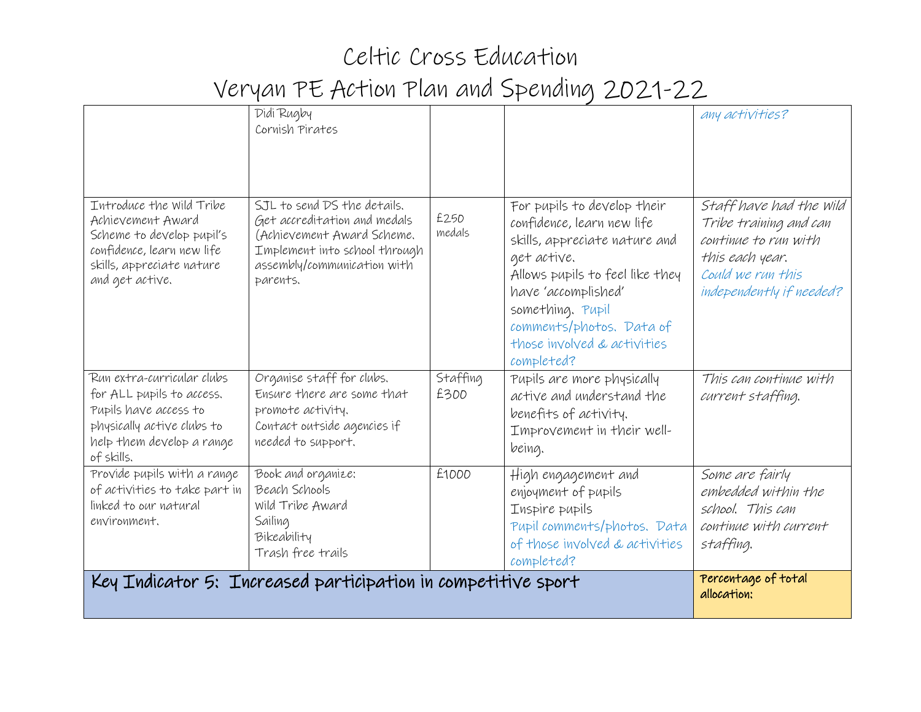# Celtic Cross Education

## Veryan PE Action Plan and Spending 2021-22

| | | | | |
|---|---|---|---|---|
| | Didi Rugby<br>Cornish Pirates | | | *any activities?* |
| Introduce the Wild Tribe Achievement Award Scheme to develop pupil's confidence, learn new life skills, appreciate nature and get active. | SJL to send DS the details. Get accreditation and medals (Achievement Award Scheme. Implement into school through assembly/communication with parents. | £250 medals | For pupils to develop their confidence, learn new life skills, appreciate nature and get active.<br>Allows pupils to feel like they have 'accomplished' something. Pupil comments/photos. Data of those involved & activities completed? | *Staff have had the Wild Tribe training and can continue to run with this each year.* *Could we run this independently if needed?* |
| Run extra-curricular clubs for ALL pupils to access. Pupils have access to physically active clubs to help them develop a range of skills. | Organise staff for clubs. Ensure there are some that promote activity.<br>Contact outside agencies if needed to support. | Staffing £300 | Pupils are more physically active and understand the benefits of activity. Improvement in their well-being. | *This can continue with current staffing.* |
| Provide pupils with a range of activities to take part in linked to our natural environment. | Book and organize:<br>Beach Schools<br>Wild Tribe Award<br>Sailing<br>Bikeability<br>Trash free trails | £1000 | High engagement and enjoyment of pupils<br>Inspire pupils<br>Pupil comments/photos. Data of those involved & activities completed? | *Some are fairly embedded within the school. This can continue with current staffing.* |
| **Key Indicator 5: Increased participation in competitive sport** | | | | **Percentage of total allocation:** |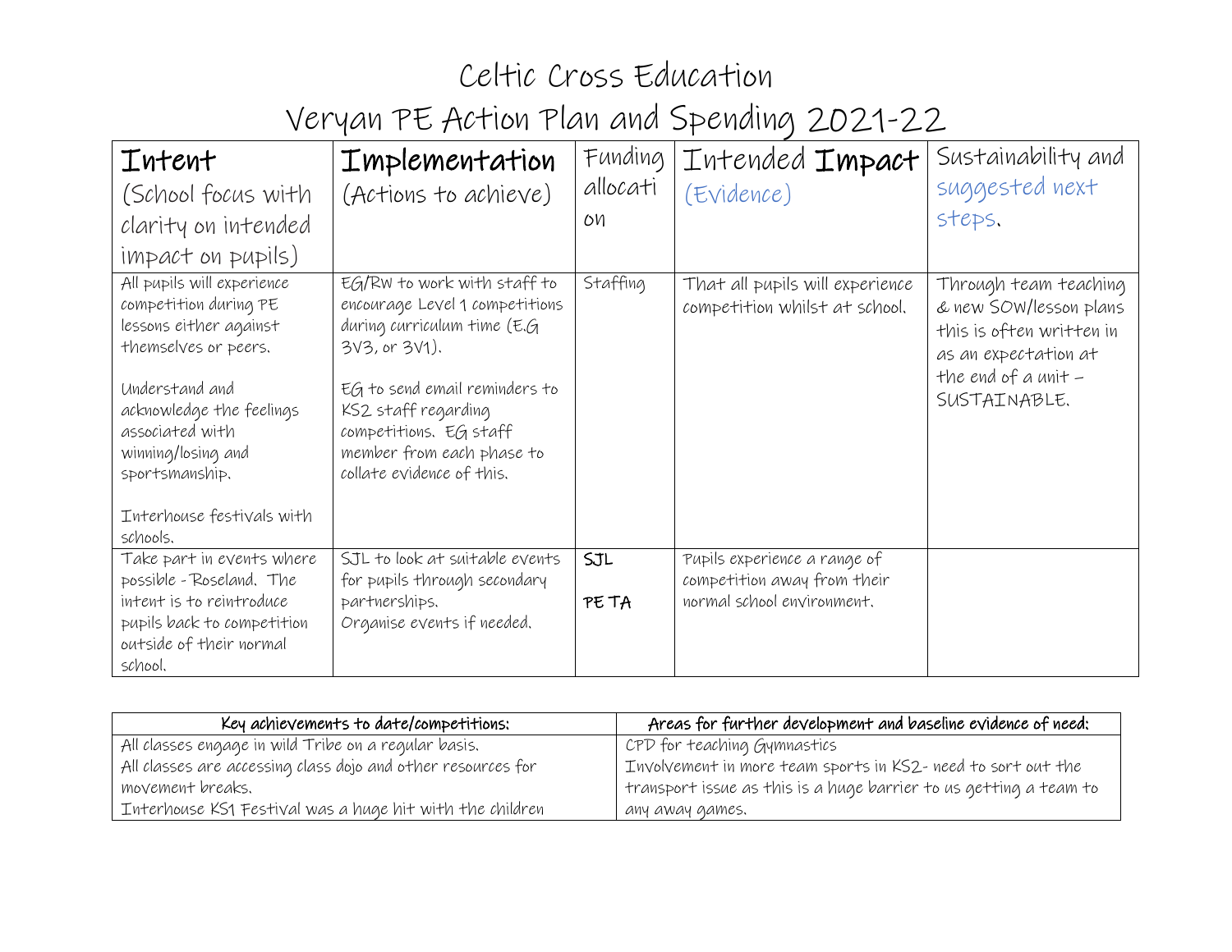# Celtic Cross Education

## Veryan PE Action Plan and Spending 2021-22

| **Intent** (School focus with clarity on intended impact on pupils) | **Implementation** (Actions to achieve) | Funding allocation | Intended **Impact** (Evidence) | Sustainability and suggested next steps. |
|---|---|---|---|---|
| All pupils will experience competition during PE lessons either against themselves or peers.<br><br>Understand and acknowledge the feelings associated with winning/losing and sportsmanship.<br><br>Interhouse festivals with schools. | EG/RW to work with staff to encourage Level 1 competitions during curriculum time (E.G 3V3, or 3V1).<br><br>EG to send email reminders to KS2 staff regarding competitions. EG staff member from each phase to collate evidence of this. | Staffing | That all pupils will experience competition whilst at school. | Through team teaching & new SOW/lesson plans this is often written in as an expectation at the end of a unit – SUSTAINABLE. |
| Take part in events where possible - Roseland. The intent is to reintroduce pupils back to competition outside of their normal school. | SJL to look at suitable events for pupils through secondary partnerships.<br>Organise events if needed. | SJL<br><br>PE TA | Pupils experience a range of competition away from their normal school environment. | |

| Key achievements to date/competitions: | Areas for further development and baseline evidence of need: |
|---|---|
| All classes engage in wild Tribe on a regular basis.<br>All classes are accessing class dojo and other resources for movement breaks.<br>Interhouse KS1 Festival was a huge hit with the children | CPD for teaching Gymnastics<br>Involvement in more team sports in KS2- need to sort out the transport issue as this is a huge barrier to us getting a team to any away games. |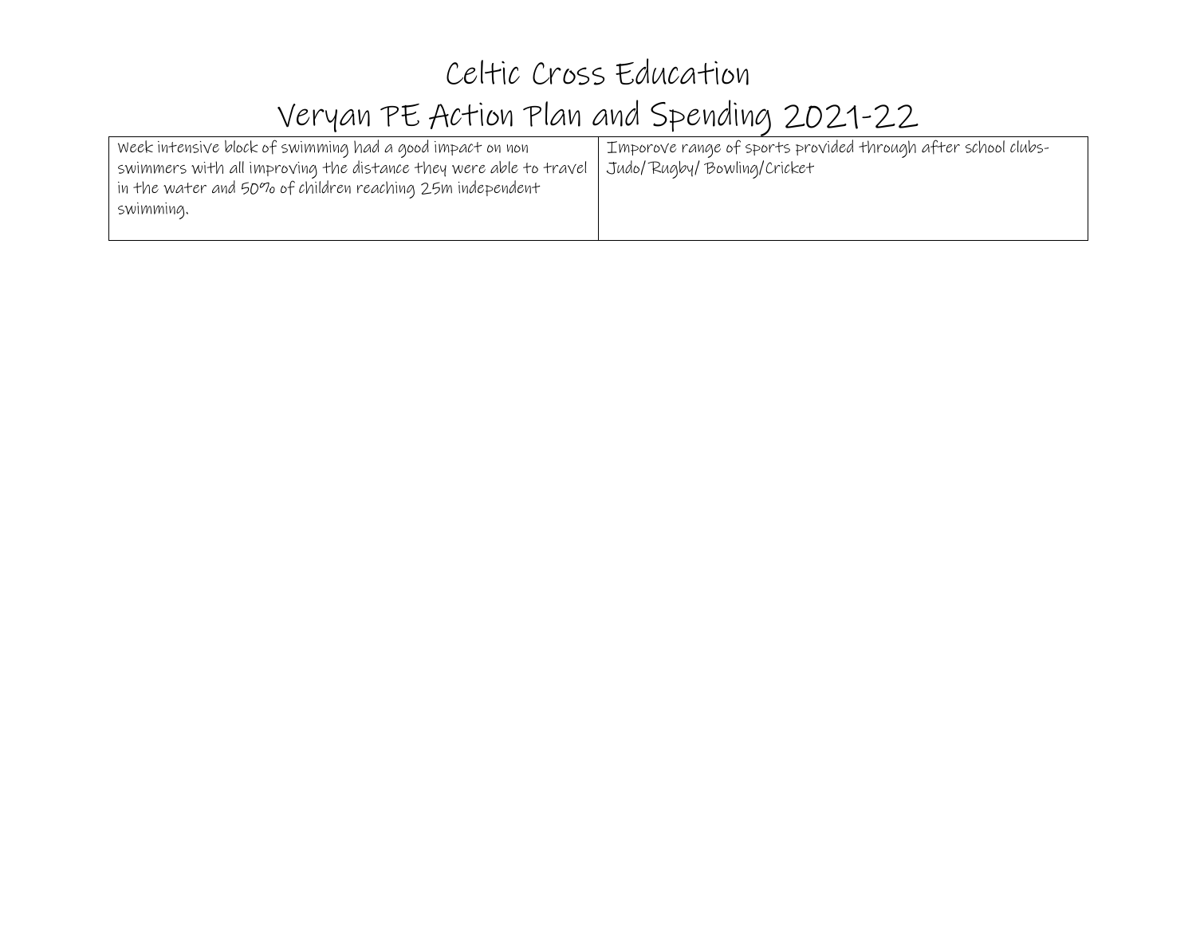# Celtic Cross Education

## Veryan PE Action Plan and Spending 2021-22

| | |
|---|---|
| Week intensive block of swimming had a good impact on non swimmers with all improving the distance they were able to travel in the water and 50% of children reaching 25m independent swimming. | Imporove range of sports provided through after school clubs- Judo/ Rugby/ Bowling/Cricket |